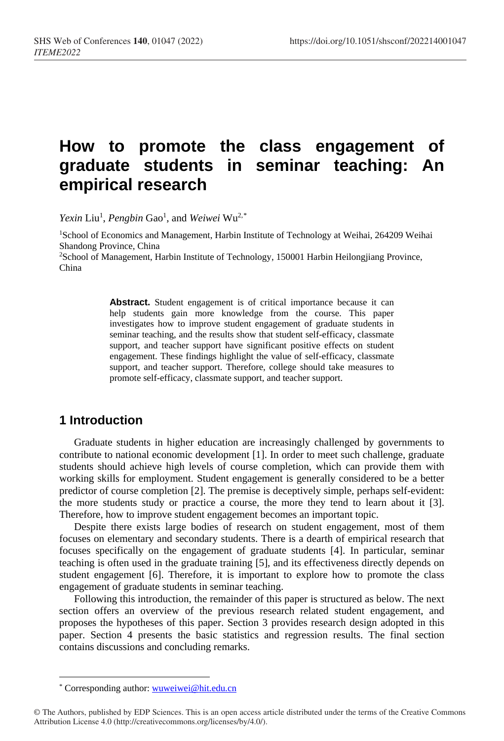# How to promote the class engagement of graduate students in seminar teaching: An empirical research

*Yexin* Liu[1], *Pengbin* Gao[1], and *Weiwei* Wu[2,*]

[1]School of Economics and Management, Harbin Institute of Technology at Weihai, 264209 Weihai Shandong Province, China

[2]School of Management, Harbin Institute of Technology, 150001 Harbin Heilongjiang Province, China

**Abstract.** Student engagement is of critical importance because it can help students gain more knowledge from the course. This paper investigates how to improve student engagement of graduate students in seminar teaching, and the results show that student self-efficacy, classmate support, and teacher support have significant positive effects on student engagement. These findings highlight the value of self-efficacy, classmate support, and teacher support. Therefore, college should take measures to promote self-efficacy, classmate support, and teacher support.

## 1 Introduction

Graduate students in higher education are increasingly challenged by governments to contribute to national economic development [1]. In order to meet such challenge, graduate students should achieve high levels of course completion, which can provide them with working skills for employment. Student engagement is generally considered to be a better predictor of course completion [2]. The premise is deceptively simple, perhaps self-evident: the more students study or practice a course, the more they tend to learn about it [3]. Therefore, how to improve student engagement becomes an important topic.

Despite there exists large bodies of research on student engagement, most of them focuses on elementary and secondary students. There is a dearth of empirical research that focuses specifically on the engagement of graduate students [4]. In particular, seminar teaching is often used in the graduate training [5], and its effectiveness directly depends on student engagement [6]. Therefore, it is important to explore how to promote the class engagement of graduate students in seminar teaching.

Following this introduction, the remainder of this paper is structured as below. The next section offers an overview of the previous research related student engagement, and proposes the hypotheses of this paper. Section 3 provides research design adopted in this paper. Section 4 presents the basic statistics and regression results. The final section contains discussions and concluding remarks.

* Corresponding author: wuweiwei@hit.edu.cn

© The Authors, published by EDP Sciences. This is an open access article distributed under the terms of the Creative Commons Attribution License 4.0 (http://creativecommons.org/licenses/by/4.0/).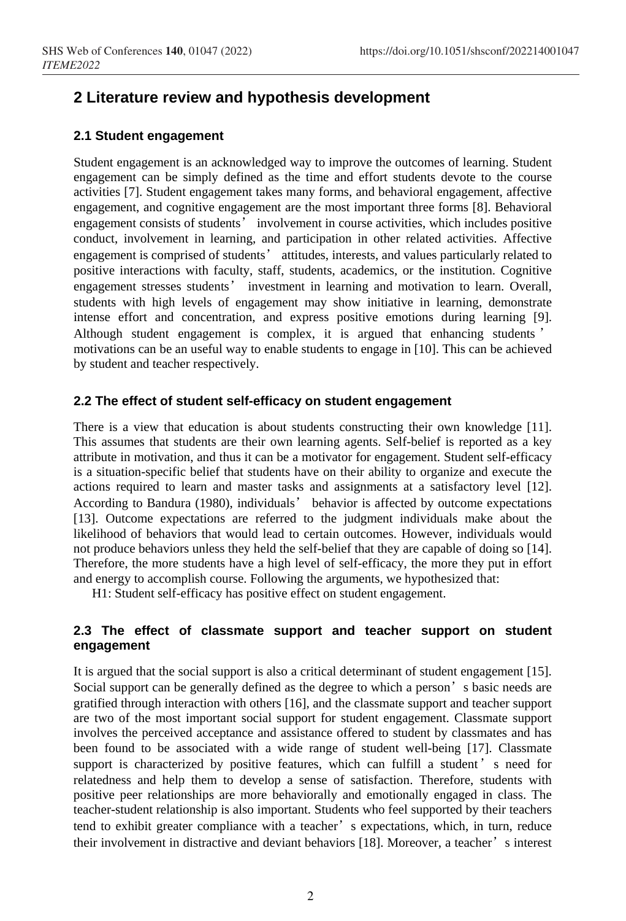## 2 Literature review and hypothesis development

### 2.1 Student engagement

Student engagement is an acknowledged way to improve the outcomes of learning. Student engagement can be simply defined as the time and effort students devote to the course activities [7]. Student engagement takes many forms, and behavioral engagement, affective engagement, and cognitive engagement are the most important three forms [8]. Behavioral engagement consists of students' involvement in course activities, which includes positive conduct, involvement in learning, and participation in other related activities. Affective engagement is comprised of students' attitudes, interests, and values particularly related to positive interactions with faculty, staff, students, academics, or the institution. Cognitive engagement stresses students' investment in learning and motivation to learn. Overall, students with high levels of engagement may show initiative in learning, demonstrate intense effort and concentration, and express positive emotions during learning [9]. Although student engagement is complex, it is argued that enhancing students' motivations can be an useful way to enable students to engage in [10]. This can be achieved by student and teacher respectively.

### 2.2 The effect of student self-efficacy on student engagement

There is a view that education is about students constructing their own knowledge [11]. This assumes that students are their own learning agents. Self-belief is reported as a key attribute in motivation, and thus it can be a motivator for engagement. Student self-efficacy is a situation-specific belief that students have on their ability to organize and execute the actions required to learn and master tasks and assignments at a satisfactory level [12]. According to Bandura (1980), individuals' behavior is affected by outcome expectations [13]. Outcome expectations are referred to the judgment individuals make about the likelihood of behaviors that would lead to certain outcomes. However, individuals would not produce behaviors unless they held the self-belief that they are capable of doing so [14]. Therefore, the more students have a high level of self-efficacy, the more they put in effort and energy to accomplish course. Following the arguments, we hypothesized that:

H1: Student self-efficacy has positive effect on student engagement.

### 2.3 The effect of classmate support and teacher support on student engagement

It is argued that the social support is also a critical determinant of student engagement [15]. Social support can be generally defined as the degree to which a person's basic needs are gratified through interaction with others [16], and the classmate support and teacher support are two of the most important social support for student engagement. Classmate support involves the perceived acceptance and assistance offered to student by classmates and has been found to be associated with a wide range of student well-being [17]. Classmate support is characterized by positive features, which can fulfill a student's need for relatedness and help them to develop a sense of satisfaction. Therefore, students with positive peer relationships are more behaviorally and emotionally engaged in class. The teacher-student relationship is also important. Students who feel supported by their teachers tend to exhibit greater compliance with a teacher's expectations, which, in turn, reduce their involvement in distractive and deviant behaviors [18]. Moreover, a teacher's interest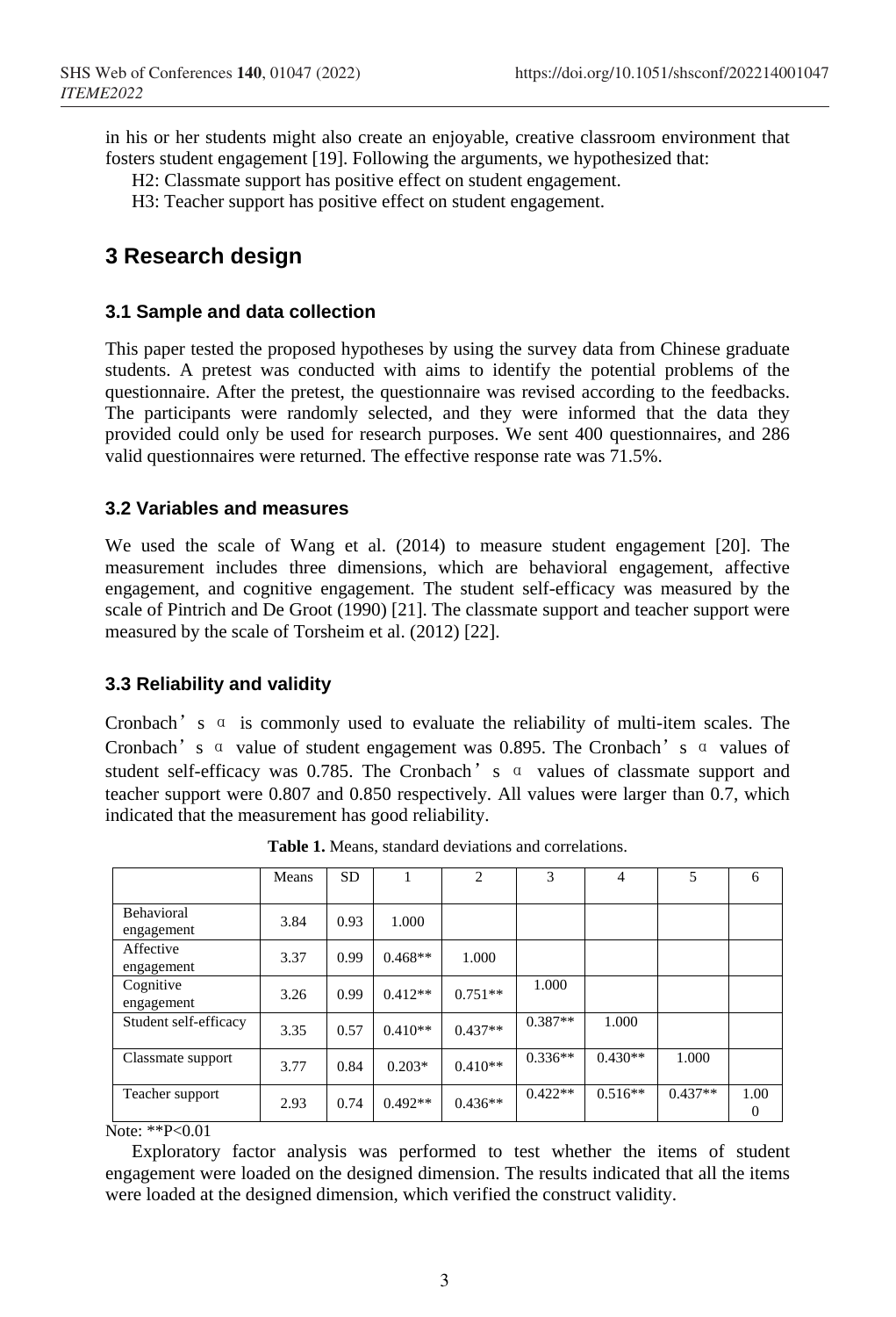in his or her students might also create an enjoyable, creative classroom environment that fosters student engagement [19]. Following the arguments, we hypothesized that:

H2: Classmate support has positive effect on student engagement.

H3: Teacher support has positive effect on student engagement.

## 3 Research design

### 3.1 Sample and data collection

This paper tested the proposed hypotheses by using the survey data from Chinese graduate students. A pretest was conducted with aims to identify the potential problems of the questionnaire. After the pretest, the questionnaire was revised according to the feedbacks. The participants were randomly selected, and they were informed that the data they provided could only be used for research purposes. We sent 400 questionnaires, and 286 valid questionnaires were returned. The effective response rate was 71.5%.

### 3.2 Variables and measures

We used the scale of Wang et al. (2014) to measure student engagement [20]. The measurement includes three dimensions, which are behavioral engagement, affective engagement, and cognitive engagement. The student self-efficacy was measured by the scale of Pintrich and De Groot (1990) [21]. The classmate support and teacher support were measured by the scale of Torsheim et al. (2012) [22].

### 3.3 Reliability and validity

Cronbach's α is commonly used to evaluate the reliability of multi-item scales. The Cronbach's α value of student engagement was 0.895. The Cronbach's α values of student self-efficacy was 0.785. The Cronbach's α values of classmate support and teacher support were 0.807 and 0.850 respectively. All values were larger than 0.7, which indicated that the measurement has good reliability.

**Table 1.** Means, standard deviations and correlations.

| | Means | SD | 1 | 2 | 3 | 4 | 5 | 6 |
|---|---|---|---|---|---|---|---|---|
| Behavioral engagement | 3.84 | 0.93 | 1.000 | | | | | |
| Affective engagement | 3.37 | 0.99 | 0.468** | 1.000 | | | | |
| Cognitive engagement | 3.26 | 0.99 | 0.412** | 0.751** | 1.000 | | | |
| Student self-efficacy | 3.35 | 0.57 | 0.410** | 0.437** | 0.387** | 1.000 | | |
| Classmate support | 3.77 | 0.84 | 0.203* | 0.410** | 0.336** | 0.430** | 1.000 | |
| Teacher support | 2.93 | 0.74 | 0.492** | 0.436** | 0.422** | 0.516** | 0.437** | 1.000 |

Note: **P<0.01

Exploratory factor analysis was performed to test whether the items of student engagement were loaded on the designed dimension. The results indicated that all the items were loaded at the designed dimension, which verified the construct validity.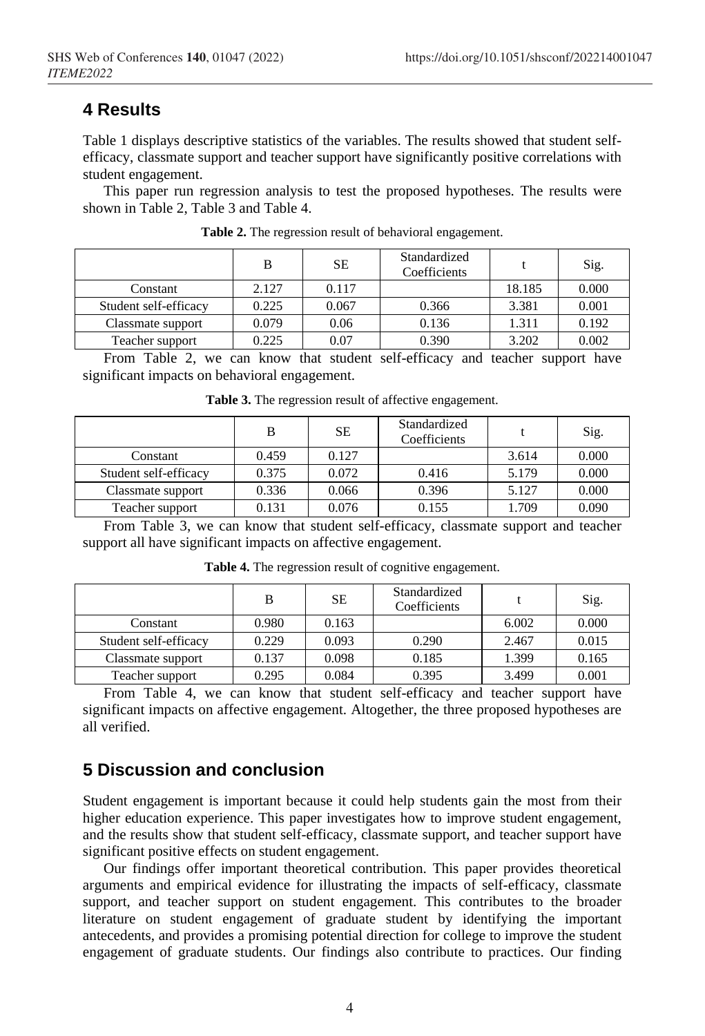## 4 Results

Table 1 displays descriptive statistics of the variables. The results showed that student self-efficacy, classmate support and teacher support have significantly positive correlations with student engagement.

This paper run regression analysis to test the proposed hypotheses. The results were shown in Table 2, Table 3 and Table 4.

**Table 2.** The regression result of behavioral engagement.

| | B | SE | Standardized Coefficients | t | Sig. |
|---|---|---|---|---|---|
| Constant | 2.127 | 0.117 | | 18.185 | 0.000 |
| Student self-efficacy | 0.225 | 0.067 | 0.366 | 3.381 | 0.001 |
| Classmate support | 0.079 | 0.06 | 0.136 | 1.311 | 0.192 |
| Teacher support | 0.225 | 0.07 | 0.390 | 3.202 | 0.002 |

From Table 2, we can know that student self-efficacy and teacher support have significant impacts on behavioral engagement.

**Table 3.** The regression result of affective engagement.

| | B | SE | Standardized Coefficients | t | Sig. |
|---|---|---|---|---|---|
| Constant | 0.459 | 0.127 | | 3.614 | 0.000 |
| Student self-efficacy | 0.375 | 0.072 | 0.416 | 5.179 | 0.000 |
| Classmate support | 0.336 | 0.066 | 0.396 | 5.127 | 0.000 |
| Teacher support | 0.131 | 0.076 | 0.155 | 1.709 | 0.090 |

From Table 3, we can know that student self-efficacy, classmate support and teacher support all have significant impacts on affective engagement.

**Table 4.** The regression result of cognitive engagement.

| | B | SE | Standardized Coefficients | t | Sig. |
|---|---|---|---|---|---|
| Constant | 0.980 | 0.163 | | 6.002 | 0.000 |
| Student self-efficacy | 0.229 | 0.093 | 0.290 | 2.467 | 0.015 |
| Classmate support | 0.137 | 0.098 | 0.185 | 1.399 | 0.165 |
| Teacher support | 0.295 | 0.084 | 0.395 | 3.499 | 0.001 |

From Table 4, we can know that student self-efficacy and teacher support have significant impacts on affective engagement. Altogether, the three proposed hypotheses are all verified.

## 5 Discussion and conclusion

Student engagement is important because it could help students gain the most from their higher education experience. This paper investigates how to improve student engagement, and the results show that student self-efficacy, classmate support, and teacher support have significant positive effects on student engagement.

Our findings offer important theoretical contribution. This paper provides theoretical arguments and empirical evidence for illustrating the impacts of self-efficacy, classmate support, and teacher support on student engagement. This contributes to the broader literature on student engagement of graduate student by identifying the important antecedents, and provides a promising potential direction for college to improve the student engagement of graduate students. Our findings also contribute to practices. Our finding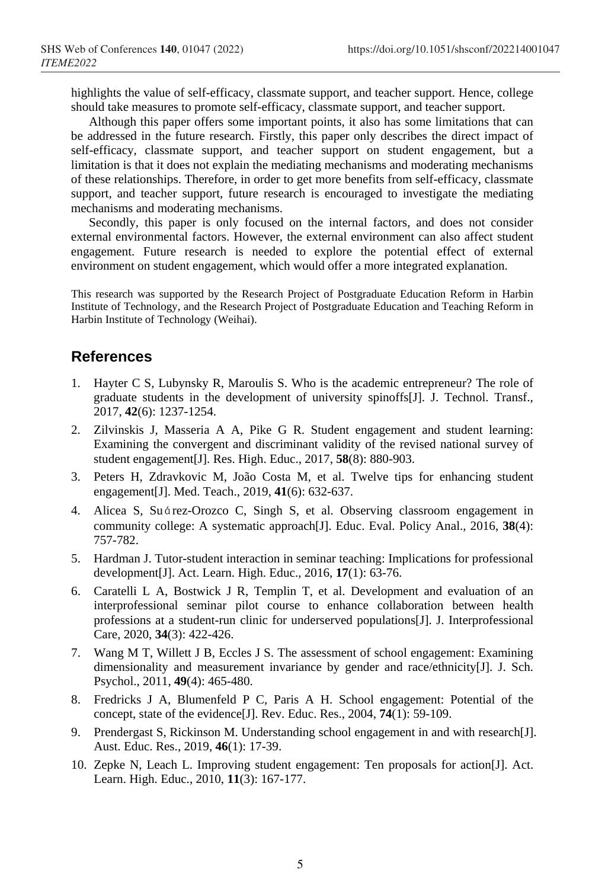highlights the value of self-efficacy, classmate support, and teacher support. Hence, college should take measures to promote self-efficacy, classmate support, and teacher support.

Although this paper offers some important points, it also has some limitations that can be addressed in the future research. Firstly, this paper only describes the direct impact of self-efficacy, classmate support, and teacher support on student engagement, but a limitation is that it does not explain the mediating mechanisms and moderating mechanisms of these relationships. Therefore, in order to get more benefits from self-efficacy, classmate support, and teacher support, future research is encouraged to investigate the mediating mechanisms and moderating mechanisms.

Secondly, this paper is only focused on the internal factors, and does not consider external environmental factors. However, the external environment can also affect student engagement. Future research is needed to explore the potential effect of external environment on student engagement, which would offer a more integrated explanation.

This research was supported by the Research Project of Postgraduate Education Reform in Harbin Institute of Technology, and the Research Project of Postgraduate Education and Teaching Reform in Harbin Institute of Technology (Weihai).

## References

1. Hayter C S, Lubynsky R, Maroulis S. Who is the academic entrepreneur? The role of graduate students in the development of university spinoffs[J]. J. Technol. Transf., 2017, **42**(6): 1237-1254.
2. Zilvinskis J, Masseria A A, Pike G R. Student engagement and student learning: Examining the convergent and discriminant validity of the revised national survey of student engagement[J]. Res. High. Educ., 2017, **58**(8): 880-903.
3. Peters H, Zdravkovic M, João Costa M, et al. Twelve tips for enhancing student engagement[J]. Med. Teach., 2019, **41**(6): 632-637.
4. Alicea S, Suárez-Orozco C, Singh S, et al. Observing classroom engagement in community college: A systematic approach[J]. Educ. Eval. Policy Anal., 2016, **38**(4): 757-782.
5. Hardman J. Tutor-student interaction in seminar teaching: Implications for professional development[J]. Act. Learn. High. Educ., 2016, **17**(1): 63-76.
6. Caratelli L A, Bostwick J R, Templin T, et al. Development and evaluation of an interprofessional seminar pilot course to enhance collaboration between health professions at a student-run clinic for underserved populations[J]. J. Interprofessional Care, 2020, **34**(3): 422-426.
7. Wang M T, Willett J B, Eccles J S. The assessment of school engagement: Examining dimensionality and measurement invariance by gender and race/ethnicity[J]. J. Sch. Psychol., 2011, **49**(4): 465-480.
8. Fredricks J A, Blumenfeld P C, Paris A H. School engagement: Potential of the concept, state of the evidence[J]. Rev. Educ. Res., 2004, **74**(1): 59-109.
9. Prendergast S, Rickinson M. Understanding school engagement in and with research[J]. Aust. Educ. Res., 2019, **46**(1): 17-39.
10. Zepke N, Leach L. Improving student engagement: Ten proposals for action[J]. Act. Learn. High. Educ., 2010, **11**(3): 167-177.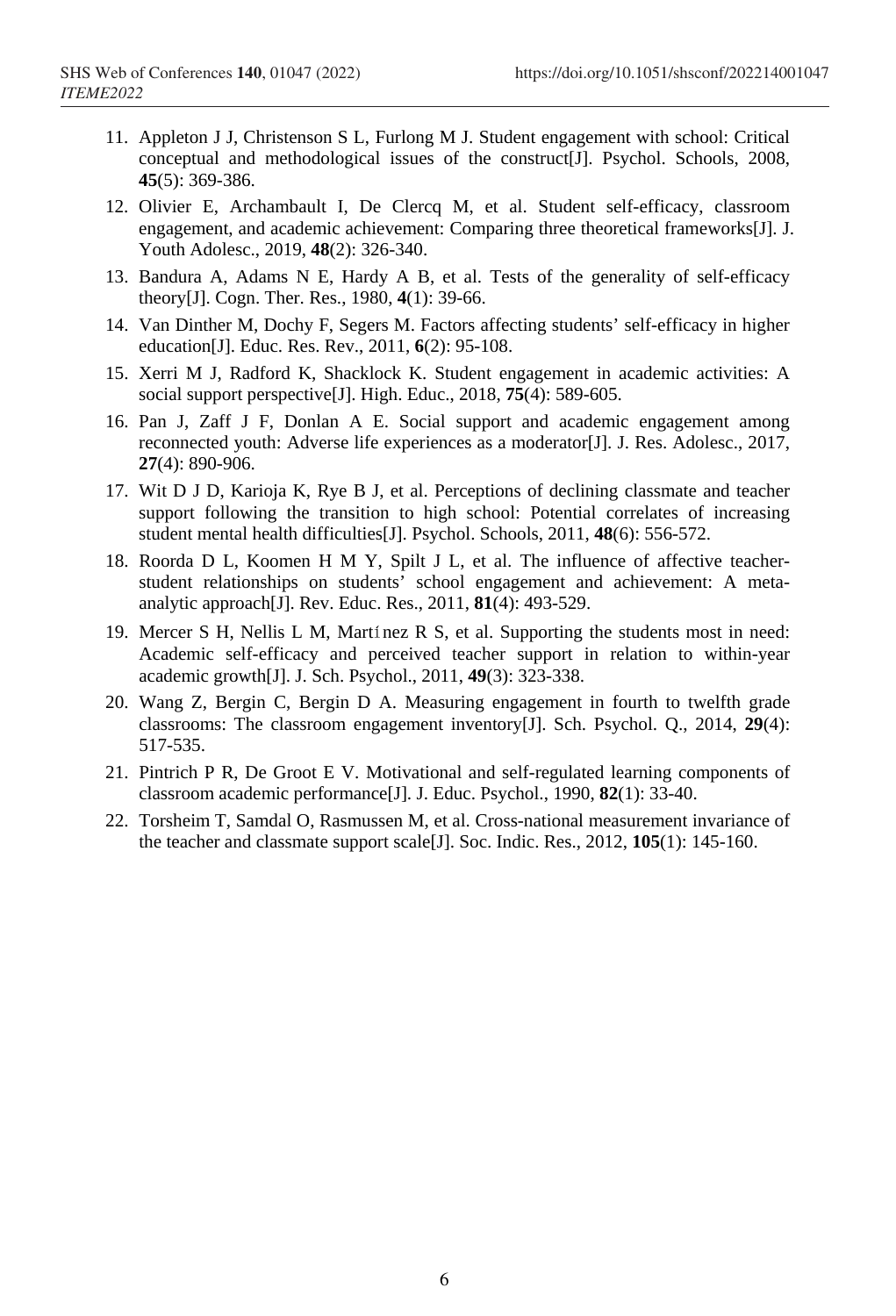11. Appleton J J, Christenson S L, Furlong M J. Student engagement with school: Critical conceptual and methodological issues of the construct[J]. Psychol. Schools, 2008, **45**(5): 369-386.
12. Olivier E, Archambault I, De Clercq M, et al. Student self-efficacy, classroom engagement, and academic achievement: Comparing three theoretical frameworks[J]. J. Youth Adolesc., 2019, **48**(2): 326-340.
13. Bandura A, Adams N E, Hardy A B, et al. Tests of the generality of self-efficacy theory[J]. Cogn. Ther. Res., 1980, **4**(1): 39-66.
14. Van Dinther M, Dochy F, Segers M. Factors affecting students' self-efficacy in higher education[J]. Educ. Res. Rev., 2011, **6**(2): 95-108.
15. Xerri M J, Radford K, Shacklock K. Student engagement in academic activities: A social support perspective[J]. High. Educ., 2018, **75**(4): 589-605.
16. Pan J, Zaff J F, Donlan A E. Social support and academic engagement among reconnected youth: Adverse life experiences as a moderator[J]. J. Res. Adolesc., 2017, **27**(4): 890-906.
17. Wit D J D, Karioja K, Rye B J, et al. Perceptions of declining classmate and teacher support following the transition to high school: Potential correlates of increasing student mental health difficulties[J]. Psychol. Schools, 2011, **48**(6): 556-572.
18. Roorda D L, Koomen H M Y, Spilt J L, et al. The influence of affective teacher-student relationships on students' school engagement and achievement: A meta-analytic approach[J]. Rev. Educ. Res., 2011, **81**(4): 493-529.
19. Mercer S H, Nellis L M, Martínez R S, et al. Supporting the students most in need: Academic self-efficacy and perceived teacher support in relation to within-year academic growth[J]. J. Sch. Psychol., 2011, **49**(3): 323-338.
20. Wang Z, Bergin C, Bergin D A. Measuring engagement in fourth to twelfth grade classrooms: The classroom engagement inventory[J]. Sch. Psychol. Q., 2014, **29**(4): 517-535.
21. Pintrich P R, De Groot E V. Motivational and self-regulated learning components of classroom academic performance[J]. J. Educ. Psychol., 1990, **82**(1): 33-40.
22. Torsheim T, Samdal O, Rasmussen M, et al. Cross-national measurement invariance of the teacher and classmate support scale[J]. Soc. Indic. Res., 2012, **105**(1): 145-160.